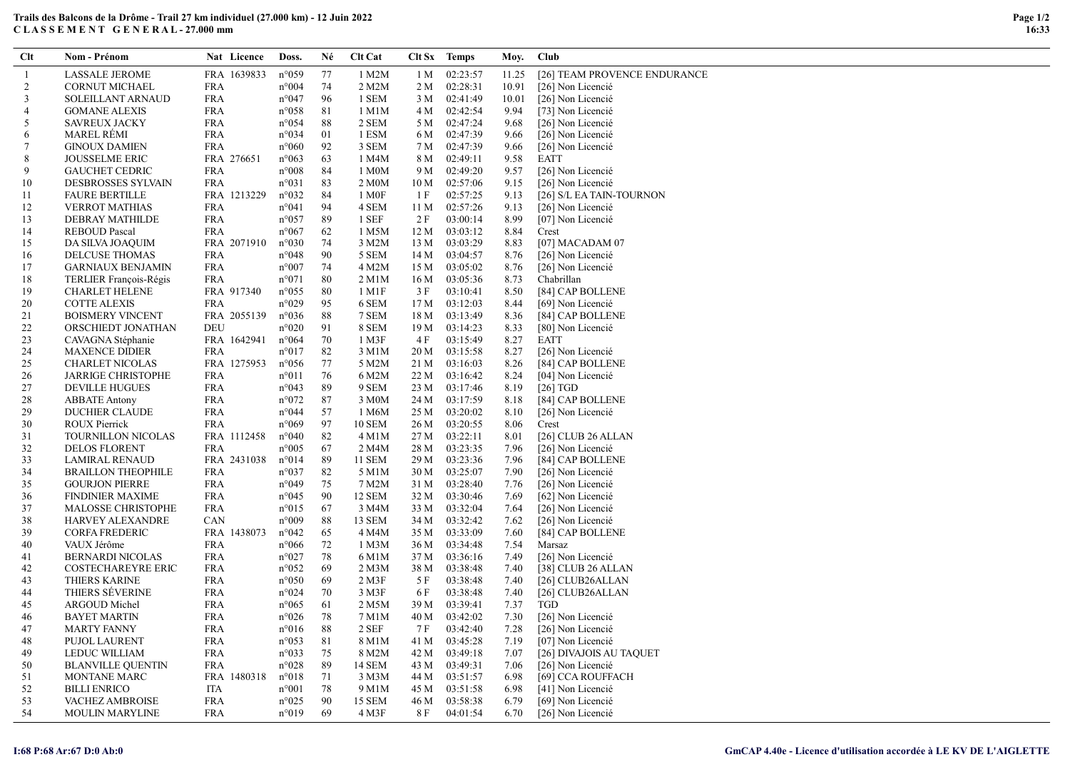**Trails des Balcons de la Drôme - Trail 27 km individuel (27.000 km) - 12 Juin 2022**
**C L A S S E M E N T G E N E R A L - 27.000 mm**

| Clt | Nom - Prénom | Nat | Licence | Doss. | Né | Clt Cat | Clt Sx | Temps | Moy. | Club |
|---|---|---|---|---|---|---|---|---|---|---|
| 1 | LASSALE JEROME | FRA | 1639833 | n°059 | 77 | 1 M2M | 1 M | 02:23:57 | 11.25 | [26] TEAM PROVENCE ENDURANCE |
| 2 | CORNUT MICHAEL | FRA | | n°004 | 74 | 2 M2M | 2 M | 02:28:31 | 10.91 | [26] Non Licencié |
| 3 | SOLEILLANT ARNAUD | FRA | | n°047 | 96 | 1 SEM | 3 M | 02:41:49 | 10.01 | [26] Non Licencié |
| 4 | GOMANE ALEXIS | FRA | | n°058 | 81 | 1 M1M | 4 M | 02:42:54 | 9.94 | [73] Non Licencié |
| 5 | SAVREUX JACKY | FRA | | n°054 | 88 | 2 SEM | 5 M | 02:47:24 | 9.68 | [26] Non Licencié |
| 6 | MAREL RÉMI | FRA | | n°034 | 01 | 1 ESM | 6 M | 02:47:39 | 9.66 | [26] Non Licencié |
| 7 | GINOUX DAMIEN | FRA | | n°060 | 92 | 3 SEM | 7 M | 02:47:39 | 9.66 | [26] Non Licencié |
| 8 | JOUSSELME ERIC | FRA | 276651 | n°063 | 63 | 1 M4M | 8 M | 02:49:11 | 9.58 | EATT |
| 9 | GAUCHET CEDRIC | FRA | | n°008 | 84 | 1 M0M | 9 M | 02:49:20 | 9.57 | [26] Non Licencié |
| 10 | DESBROSSES SYLVAIN | FRA | | n°031 | 83 | 2 M0M | 10 M | 02:57:06 | 9.15 | [26] Non Licencié |
| 11 | FAURE BERTILLE | FRA | 1213229 | n°032 | 84 | 1 M0F | 1 F | 02:57:25 | 9.13 | [26] S/L EA TAIN-TOURNON |
| 12 | VERROT MATHIAS | FRA | | n°041 | 94 | 4 SEM | 11 M | 02:57:26 | 9.13 | [26] Non Licencié |
| 13 | DEBRAY MATHILDE | FRA | | n°057 | 89 | 1 SEF | 2 F | 03:00:14 | 8.99 | [07] Non Licencié |
| 14 | REBOUD Pascal | FRA | | n°067 | 62 | 1 M5M | 12 M | 03:03:12 | 8.84 | Crest |
| 15 | DA SILVA JOAQUIM | FRA | 2071910 | n°030 | 74 | 3 M2M | 13 M | 03:03:29 | 8.83 | [07] MACADAM 07 |
| 16 | DELCUSE THOMAS | FRA | | n°048 | 90 | 5 SEM | 14 M | 03:04:57 | 8.76 | [26] Non Licencié |
| 17 | GARNIAUX BENJAMIN | FRA | | n°007 | 74 | 4 M2M | 15 M | 03:05:02 | 8.76 | [26] Non Licencié |
| 18 | TERLIER François-Régis | FRA | | n°071 | 80 | 2 M1M | 16 M | 03:05:36 | 8.73 | Chabrillan |
| 19 | CHARLET HELENE | FRA | 917340 | n°055 | 80 | 1 M1F | 3 F | 03:10:41 | 8.50 | [84] CAP BOLLENE |
| 20 | COTTE ALEXIS | FRA | | n°029 | 95 | 6 SEM | 17 M | 03:12:03 | 8.44 | [69] Non Licencié |
| 21 | BOISMERY VINCENT | FRA | 2055139 | n°036 | 88 | 7 SEM | 18 M | 03:13:49 | 8.36 | [84] CAP BOLLENE |
| 22 | ORSCHIEDT JONATHAN | DEU | | n°020 | 91 | 8 SEM | 19 M | 03:14:23 | 8.33 | [80] Non Licencié |
| 23 | CAVAGNA Stéphanie | FRA | 1642941 | n°064 | 70 | 1 M3F | 4 F | 03:15:49 | 8.27 | EATT |
| 24 | MAXENCE DIDIER | FRA | | n°017 | 82 | 3 M1M | 20 M | 03:15:58 | 8.27 | [26] Non Licencié |
| 25 | CHARLET NICOLAS | FRA | 1275953 | n°056 | 77 | 5 M2M | 21 M | 03:16:03 | 8.26 | [84] CAP BOLLENE |
| 26 | JARRIGE CHRISTOPHE | FRA | | n°011 | 76 | 6 M2M | 22 M | 03:16:42 | 8.24 | [04] Non Licencié |
| 27 | DEVILLE HUGUES | FRA | | n°043 | 89 | 9 SEM | 23 M | 03:17:46 | 8.19 | [26] TGD |
| 28 | ABBATE Antony | FRA | | n°072 | 87 | 3 M0M | 24 M | 03:17:59 | 8.18 | [84] CAP BOLLENE |
| 29 | DUCHIER CLAUDE | FRA | | n°044 | 57 | 1 M6M | 25 M | 03:20:02 | 8.10 | [26] Non Licencié |
| 30 | ROUX Pierrick | FRA | | n°069 | 97 | 10 SEM | 26 M | 03:20:55 | 8.06 | Crest |
| 31 | TOURNILLON NICOLAS | FRA | 1112458 | n°040 | 82 | 4 M1M | 27 M | 03:22:11 | 8.01 | [26] CLUB 26 ALLAN |
| 32 | DELOS FLORENT | FRA | | n°005 | 67 | 2 M4M | 28 M | 03:23:35 | 7.96 | [26] Non Licencié |
| 33 | LAMIRAL RENAUD | FRA | 2431038 | n°014 | 89 | 11 SEM | 29 M | 03:23:36 | 7.96 | [84] CAP BOLLENE |
| 34 | BRAILLON THEOPHILE | FRA | | n°037 | 82 | 5 M1M | 30 M | 03:25:07 | 7.90 | [26] Non Licencié |
| 35 | GOURJON PIERRE | FRA | | n°049 | 75 | 7 M2M | 31 M | 03:28:40 | 7.76 | [26] Non Licencié |
| 36 | FINDINIER MAXIME | FRA | | n°045 | 90 | 12 SEM | 32 M | 03:30:46 | 7.69 | [62] Non Licencié |
| 37 | MALOSSE CHRISTOPHE | FRA | | n°015 | 67 | 3 M4M | 33 M | 03:32:04 | 7.64 | [26] Non Licencié |
| 38 | HARVEY ALEXANDRE | CAN | | n°009 | 88 | 13 SEM | 34 M | 03:32:42 | 7.62 | [26] Non Licencié |
| 39 | CORFA FREDERIC | FRA | 1438073 | n°042 | 65 | 4 M4M | 35 M | 03:33:09 | 7.60 | [84] CAP BOLLENE |
| 40 | VAUX Jérôme | FRA | | n°066 | 72 | 1 M3M | 36 M | 03:34:48 | 7.54 | Marsaz |
| 41 | BERNARDI NICOLAS | FRA | | n°027 | 78 | 6 M1M | 37 M | 03:36:16 | 7.49 | [26] Non Licencié |
| 42 | COSTECHAREYRE ERIC | FRA | | n°052 | 69 | 2 M3M | 38 M | 03:38:48 | 7.40 | [38] CLUB 26 ALLAN |
| 43 | THIERS KARINE | FRA | | n°050 | 69 | 2 M3F | 5 F | 03:38:48 | 7.40 | [26] CLUB26ALLAN |
| 44 | THIERS SÉVERINE | FRA | | n°024 | 70 | 3 M3F | 6 F | 03:38:48 | 7.40 | [26] CLUB26ALLAN |
| 45 | ARGOUD Michel | FRA | | n°065 | 61 | 2 M5M | 39 M | 03:39:41 | 7.37 | TGD |
| 46 | BAYET MARTIN | FRA | | n°026 | 78 | 7 M1M | 40 M | 03:42:02 | 7.30 | [26] Non Licencié |
| 47 | MARTY FANNY | FRA | | n°016 | 88 | 2 SEF | 7 F | 03:42:40 | 7.28 | [26] Non Licencié |
| 48 | PUJOL LAURENT | FRA | | n°053 | 81 | 8 M1M | 41 M | 03:45:28 | 7.19 | [07] Non Licencié |
| 49 | LEDUC WILLIAM | FRA | | n°033 | 75 | 8 M2M | 42 M | 03:49:18 | 7.07 | [26] DIVAJOIS AU TAQUET |
| 50 | BLANVILLE QUENTIN | FRA | | n°028 | 89 | 14 SEM | 43 M | 03:49:31 | 7.06 | [26] Non Licencié |
| 51 | MONTANE MARC | FRA | 1480318 | n°018 | 71 | 3 M3M | 44 M | 03:51:57 | 6.98 | [69] CCA ROUFFACH |
| 52 | BILLI ENRICO | ITA | | n°001 | 78 | 9 M1M | 45 M | 03:51:58 | 6.98 | [41] Non Licencié |
| 53 | VACHEZ AMBROISE | FRA | | n°025 | 90 | 15 SEM | 46 M | 03:58:38 | 6.79 | [69] Non Licencié |
| 54 | MOULIN MARYLINE | FRA | | n°019 | 69 | 4 M3F | 8 F | 04:01:54 | 6.70 | [26] Non Licencié |

I:68 P:68 Ar:67 D:0 Ab:0

GmCAP 4.40e - Licence d'utilisation accordée à LE KV DE L'AIGLETTE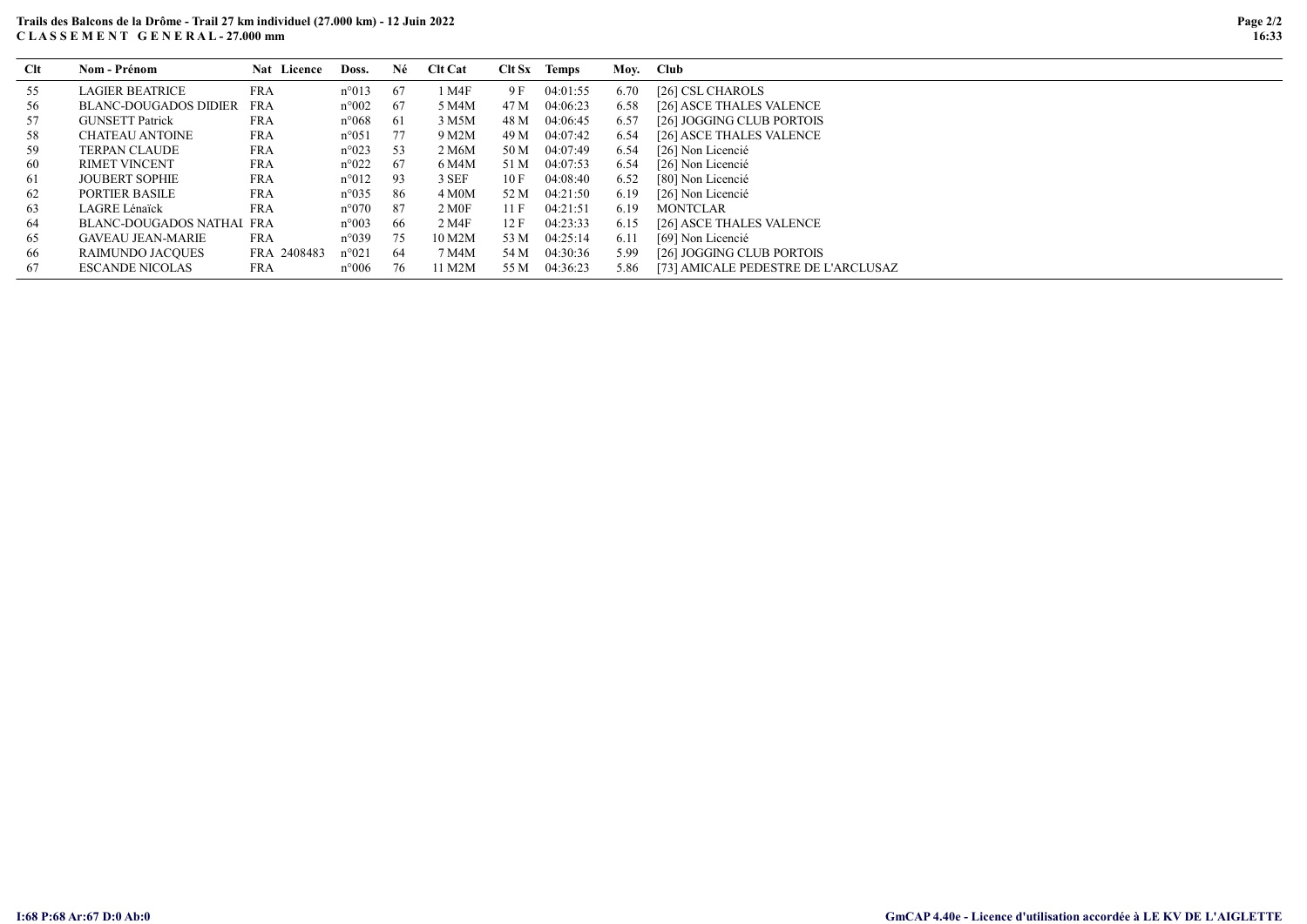**Trails des Balcons de la Drôme - Trail 27 km individuel (27.000 km) - 12 Juin 2022**
**C L A S S E M E N T   G E N E R A L - 27.000 mm**

| Clt | Nom - Prénom | Nat | Licence | Doss. | Né | Clt Cat | Clt Sx | Temps | Moy. | Club |
|---|---|---|---|---|---|---|---|---|---|---|
| 55 | LAGIER BEATRICE | FRA | | n°013 | 67 | 1 M4F | 9 F | 04:01:55 | 6.70 | [26] CSL CHAROLS |
| 56 | BLANC-DOUGADOS DIDIER | FRA | | n°002 | 67 | 5 M4M | 47 M | 04:06:23 | 6.58 | [26] ASCE THALES VALENCE |
| 57 | GUNSETT Patrick | FRA | | n°068 | 61 | 3 M5M | 48 M | 04:06:45 | 6.57 | [26] JOGGING CLUB PORTOIS |
| 58 | CHATEAU ANTOINE | FRA | | n°051 | 77 | 9 M2M | 49 M | 04:07:42 | 6.54 | [26] ASCE THALES VALENCE |
| 59 | TERPAN CLAUDE | FRA | | n°023 | 53 | 2 M6M | 50 M | 04:07:49 | 6.54 | [26] Non Licencié |
| 60 | RIMET VINCENT | FRA | | n°022 | 67 | 6 M4M | 51 M | 04:07:53 | 6.54 | [26] Non Licencié |
| 61 | JOUBERT SOPHIE | FRA | | n°012 | 93 | 3 SEF | 10 F | 04:08:40 | 6.52 | [80] Non Licencié |
| 62 | PORTIER BASILE | FRA | | n°035 | 86 | 4 M0M | 52 M | 04:21:50 | 6.19 | [26] Non Licencié |
| 63 | LAGRE Lénaïck | FRA | | n°070 | 87 | 2 M0F | 11 F | 04:21:51 | 6.19 | MONTCLAR |
| 64 | BLANC-DOUGADOS NATHAI | FRA | | n°003 | 66 | 2 M4F | 12 F | 04:23:33 | 6.15 | [26] ASCE THALES VALENCE |
| 65 | GAVEAU JEAN-MARIE | FRA | | n°039 | 75 | 10 M2M | 53 M | 04:25:14 | 6.11 | [69] Non Licencié |
| 66 | RAIMUNDO JACQUES | FRA | 2408483 | n°021 | 64 | 7 M4M | 54 M | 04:30:36 | 5.99 | [26] JOGGING CLUB PORTOIS |
| 67 | ESCANDE NICOLAS | FRA | | n°006 | 76 | 11 M2M | 55 M | 04:36:23 | 5.86 | [73] AMICALE PEDESTRE DE L'ARCLUSAZ |

I:68 P:68 Ar:67 D:0 Ab:0

GmCAP 4.40e - Licence d'utilisation accordée à LE KV DE L'AIGLETTE